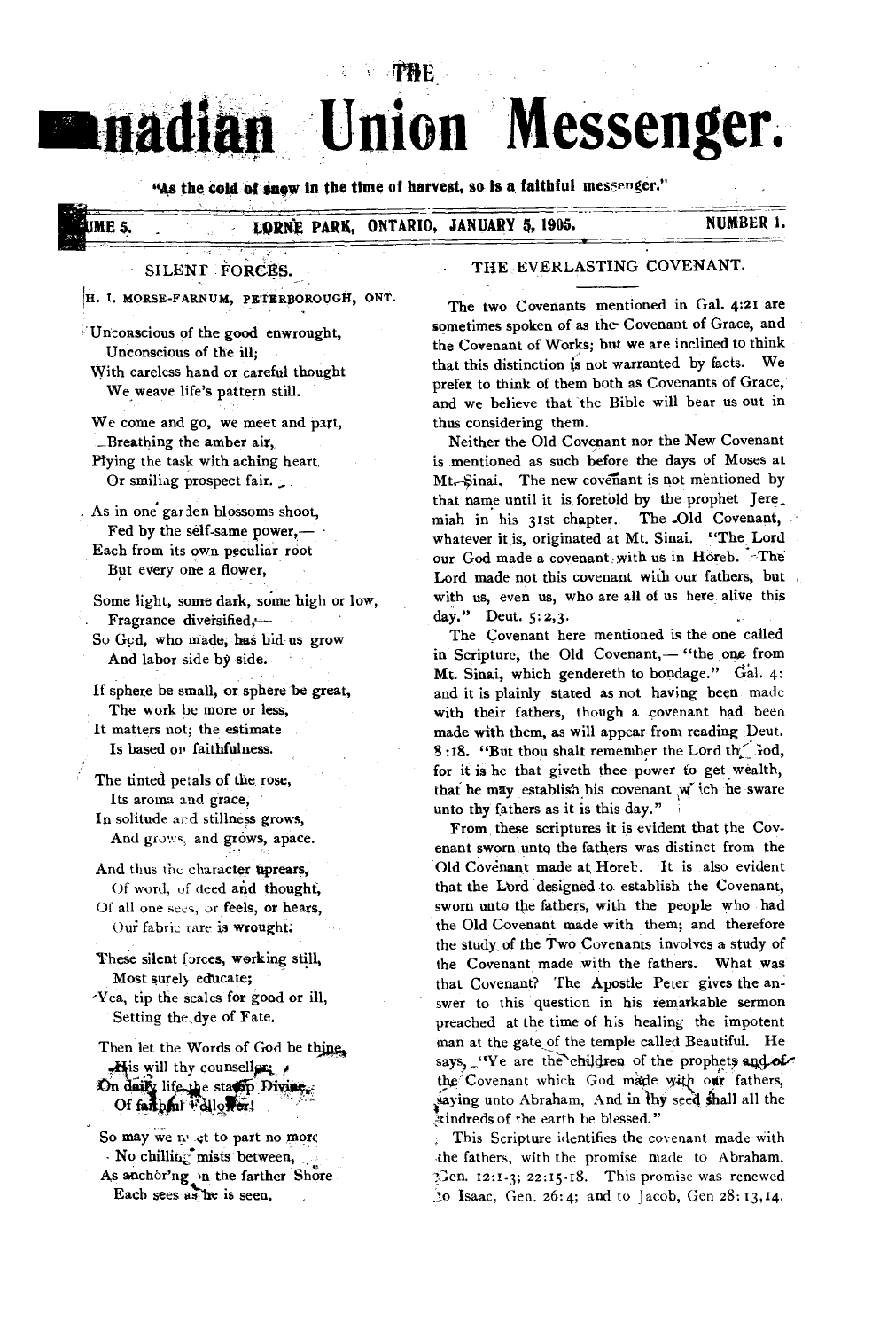# THE Canadian Union Messenger.

"As the cold of snow in the time of harvest, so is a faithful messenger."

VOLUME 5. LORNE PARK, ONTARIO, JANUARY 5, 1905. NUMBER 1.

## SILENT FORCES.

H. I. MORSE-FARNUM, PETERBOROUGH, ONT.

Unconscious of the good enwrought,
Unconscious of the ill;
With careless hand or careful thought
We weave life's pattern still.

We come and go, we meet and part,
Breathing the amber air,
Plying the task with aching heart,
Or smiling prospect fair.

As in one garden blossoms shoot,
Fed by the self-same power,—
Each from its own peculiar root
But every one a flower,

Some light, some dark, some high or low,
Fragrance diversified,—
So God, who made, has bid us grow
And labor side by side.

If sphere be small, or sphere be great,
The work be more or less,
It matters not; the estimate
Is based on faithfulness.

The tinted petals of the rose,
Its aroma and grace,
In solitude and stillness grows,
And grows, and grows, apace.

And thus the character uprears,
Of word, of deed and thought,
Of all one sees, or feels, or hears,
Our fabric rare is wrought.

These silent forces, working still,
Most surely educate;
Yea, tip the scales for good or ill,
Setting the dye of Fate.

Then let the Words of God be thine,
His will thy counsellor;
On daily life the stamp Divine,
Of faithful follower!

So may we meet to part no more
No chilling mists between,
As anchor'ng on the farther Shore
Each sees as he is seen.

## THE EVERLASTING COVENANT.

The two Covenants mentioned in Gal. 4:21 are sometimes spoken of as the Covenant of Grace, and the Covenant of Works; but we are inclined to think that this distinction is not warranted by facts. We prefer to think of them both as Covenants of Grace, and we believe that the Bible will bear us out in thus considering them.

Neither the Old Covenant nor the New Covenant is mentioned as such before the days of Moses at Mt. Sinai. The new covenant is not mentioned by that name until it is foretold by the prophet Jeremiah in his 31st chapter. The Old Covenant, whatever it is, originated at Mt. Sinai. "The Lord our God made a covenant with us in Horeb. The Lord made not this covenant with our fathers, but with us, even us, who are all of us here alive this day." Deut. 5:2,3.

The Covenant here mentioned is the one called in Scripture, the Old Covenant,— "the one from Mt. Sinai, which gendereth to bondage." Gal. 4: and it is plainly stated as not having been made with their fathers, though a covenant had been made with them, as will appear from reading Deut. 8:18. "But thou shalt remember the Lord thy God, for it is he that giveth thee power to get wealth, that he may establish his covenant which he sware unto thy fathers as it is this day."

From these scriptures it is evident that the Covenant sworn unto the fathers was distinct from the Old Covenant made at Horeb. It is also evident that the Lord designed to establish the Covenant, sworn unto the fathers, with the people who had the Old Covenant made with them; and therefore the study of the Two Covenants involves a study of the Covenant made with the fathers. What was that Covenant? The Apostle Peter gives the answer to this question in his remarkable sermon preached at the time of his healing the impotent man at the gate of the temple called Beautiful. He says, "Ye are the children of the prophets and of the Covenant which God made with our fathers, saying unto Abraham, And in thy seed shall all the kindreds of the earth be blessed."

This Scripture identifies the covenant made with the fathers, with the promise made to Abraham. Gen. 12:1-3; 22:15-18. This promise was renewed to Isaac, Gen. 26:4; and to Jacob, Gen 28:13,14.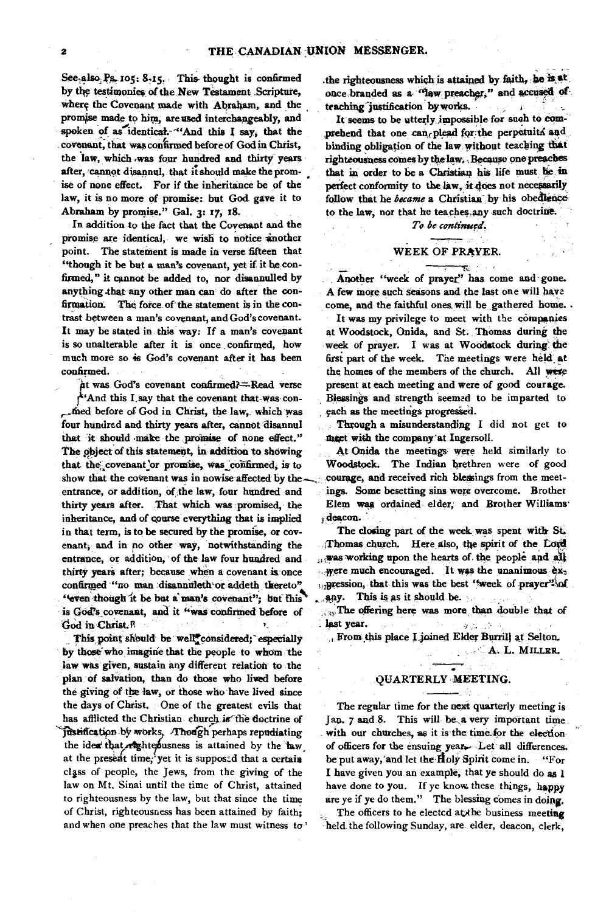See also Ps. 105: 8-15. This thought is confirmed by the testimonies of the New Testament Scripture, where the Covenant made with Abraham, and the promise made to him, are used interchangeably, and spoken of as identical. "And this I say, that the covenant, that was confirmed before of God in Christ, the law, which was four hundred and thirty years after, cannot disannul, that it should make the promise of none effect. For if the inheritance be of the law, it is no more of promise: but God gave it to Abraham by promise." Gal. 3: 17, 18.

In addition to the fact that the Covenant and the promise are identical, we wish to notice another point. The statement is made in verse fifteen that "though it be but a man's covenant, yet if it be confirmed," it cannot be added to, nor disannulled by anything that any other man can do after the confirmation. The force of the statement is in the contrast between a man's covenant, and God's covenant. It may be stated in this way: If a man's covenant is so unalterable after it is once confirmed, how much more so is God's covenant after it has been confirmed.

But was God's covenant confirmed? Read verse 17. "And this I say that the covenant that was confirmed before of God in Christ, the law, which was four hundred and thirty years after, cannot disannul that it should make the promise of none effect." The object of this statement, in addition to showing that the covenant or promise, was confirmed, is to show that the covenant was in nowise affected by the entrance, or addition, of the law, four hundred and thirty years after. That which was promised, the inheritance, and of course everything that is implied in that term, is to be secured by the promise, or covenant, and in no other way, notwithstanding the entrance, or addition, of the law four hundred and thirty years after; because when a covenant is once confirmed "no man disannulleth or addeth thereto" "even though it be but a man's covenant"; but this is God's covenant, and it "was confirmed before of God in Christ."

This point should be well considered; especially by those who imagine that the people to whom the law was given, sustain any different relation to the plan of salvation, than do those who lived before the giving of the law, or those who have lived since the days of Christ. One of the greatest evils that has afflicted the Christian church is the doctrine of justification by works. Though perhaps repudiating the idea that righteousness is attained by the law at the present time, yet it is supposed that a certain class of people, the Jews, from the giving of the law on Mt. Sinai until the time of Christ, attained to righteousness by the law, but that since the time of Christ, righteousness has been attained by faith; and when one preaches that the law must witness to the righteousness which is attained by faith, he is at once branded as a "law preacher," and accused of teaching justification by works.

It seems to be utterly impossible for such to comprehend that one can plead for the perpetuity and binding obligation of the law without teaching that righteousness comes by the law. Because one preaches that in order to be a Christian his life must be in perfect conformity to the law, it does not necessarily follow that he *became* a Christian by his obedience to the law, nor that he teaches any such doctrine.

*To be continued.*

## WEEK OF PRAYER.

Another "week of prayer" has come and gone. A few more such seasons and the last one will have come, and the faithful ones will be gathered home.

It was my privilege to meet with the companies at Woodstock, Onida, and St. Thomas during the week of prayer. I was at Woodstock during the first part of the week. The meetings were held at the homes of the members of the church. All were present at each meeting and were of good courage. Blessings and strength seemed to be imparted to each as the meetings progressed.

Through a misunderstanding I did not get to meet with the company at Ingersoll.

At Onida the meetings were held similarly to Woodstock. The Indian brethren were of good courage, and received rich blessings from the meetings. Some besetting sins were overcome. Brother Elem was ordained elder, and Brother Williams deacon.

The closing part of the week was spent with St. Thomas church. Here also, the spirit of the Lord was working upon the hearts of the people and all were much encouraged. It was the unanimous expression, that this was the best "week of prayer" of any. This is as it should be.

The offering here was more than double that of last year.

From this place I joined Elder Burrill at Selton.

A. L. MILLER.

## QUARTERLY MEETING.

The regular time for the next quarterly meeting is Jan. 7 and 8. This will be a very important time with our churches, as it is the time for the election of officers for the ensuing year. Let all differences be put away, and let the Holy Spirit come in. "For I have given you an example, that ye should do as I have done to you. If ye know these things, happy are ye if ye do them." The blessing comes in doing.

The officers to be elected at the business meeting held the following Sunday, are elder, deacon, clerk,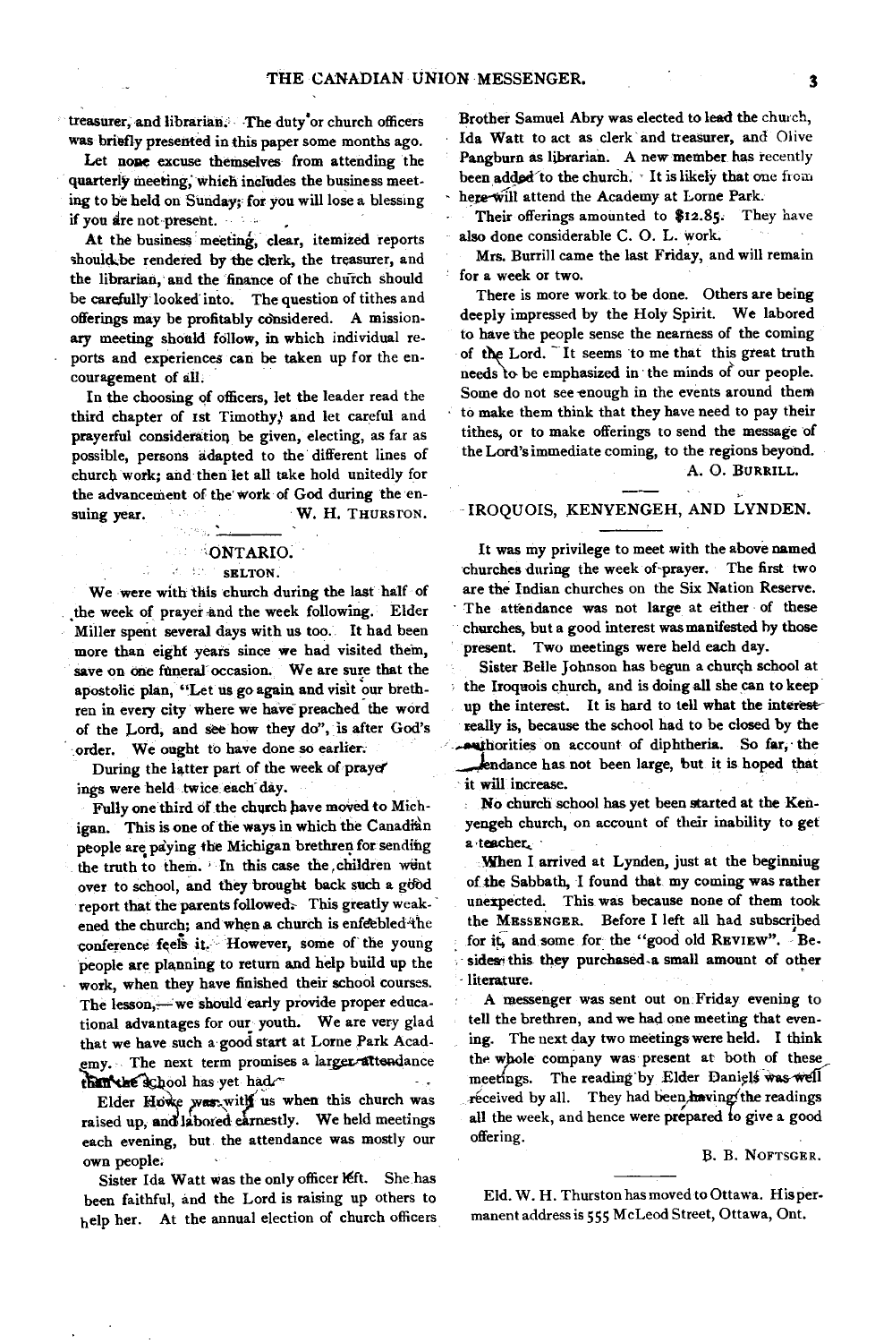treasurer, and librarian. The duty of church officers was briefly presented in this paper some months ago.

Let none excuse themselves from attending the quarterly meeting, which includes the business meeting to be held on Sunday; for you will lose a blessing if you are not present.

At the business meeting, clear, itemized reports should be rendered by the clerk, the treasurer, and the librarian, and the finance of the church should be carefully looked into. The question of tithes and offerings may be profitably considered. A missionary meeting should follow, in which individual reports and experiences can be taken up for the encouragement of all.

In the choosing of officers, let the leader read the third chapter of 1st Timothy, and let careful and prayerful consideration be given, electing, as far as possible, persons adapted to the different lines of church work; and then let all take hold unitedly for the advancement of the work of God during the ensuing year.

W. H. THURSTON.

## ONTARIO.

### SELTON.

We were with this church during the last half of the week of prayer and the week following. Elder Miller spent several days with us too. It had been more than eight years since we had visited them, save on one funeral occasion. We are sure that the apostolic plan, "Let us go again and visit our brethren in every city where we have preached the word of the Lord, and see how they do", is after God's order. We ought to have done so earlier.

During the latter part of the week of prayer meetings were held twice each day.

Fully one third of the church have moved to Michigan. This is one of the ways in which the Canadian people are paying the Michigan brethren for sending the truth to them. In this case the children went over to school, and they brought back such a good report that the parents followed. This greatly weakened the church; and when a church is enfeebled the conference feels it. However, some of the young people are planning to return and help build up the work, when they have finished their school courses. The lesson,—we should early provide proper educational advantages for our youth. We are very glad that we have such a good start at Lorne Park Academy. The next term promises a larger attendance than the school has yet had.

Elder Howe was with us when this church was raised up, and labored earnestly. We held meetings each evening, but the attendance was mostly our own people.

Sister Ida Watt was the only officer left. She has been faithful, and the Lord is raising up others to help her. At the annual election of church officers Brother Samuel Abry was elected to lead the church, Ida Watt to act as clerk and treasurer, and Olive Pangburn as librarian. A new member has recently been added to the church. It is likely that one from here will attend the Academy at Lorne Park.

Their offerings amounted to $12.85. They have also done considerable C. O. L. work.

Mrs. Burrill came the last Friday, and will remain for a week or two.

There is more work to be done. Others are being deeply impressed by the Holy Spirit. We labored to have the people sense the nearness of the coming of the Lord. It seems to me that this great truth needs to be emphasized in the minds of our people. Some do not see enough in the events around them to make them think that they have need to pay their tithes, or to make offerings to send the message of the Lord's immediate coming, to the regions beyond.

A. O. BURRILL.

## IROQUOIS, KENYENGEH, AND LYNDEN.

It was my privilege to meet with the above named churches during the week of prayer. The first two are the Indian churches on the Six Nation Reserve. The attendance was not large at either of these churches, but a good interest was manifested by those present. Two meetings were held each day.

Sister Belle Johnson has begun a church school at the Iroquois church, and is doing all she can to keep up the interest. It is hard to tell what the interest really is, because the school had to be closed by the authorities on account of diphtheria. So far, the attendance has not been large, but it is hoped that it will increase.

No church school has yet been started at the Kenyengeh church, on account of their inability to get a teacher.

When I arrived at Lynden, just at the beginning of the Sabbath, I found that my coming was rather unexpected. This was because none of them took the MESSENGER. Before I left all had subscribed for it, and some for the "good old REVIEW". Besides this they purchased a small amount of other literature.

A messenger was sent out on Friday evening to tell the brethren, and we had one meeting that evening. The next day two meetings were held. I think the whole company was present at both of these meetings. The reading by Elder Daniels was well received by all. They had been having the readings all the week, and hence were prepared to give a good offering.

B. B. NOFTSGER.

---

Eld. W. H. Thurston has moved to Ottawa. His permanent address is 555 McLeod Street, Ottawa, Ont.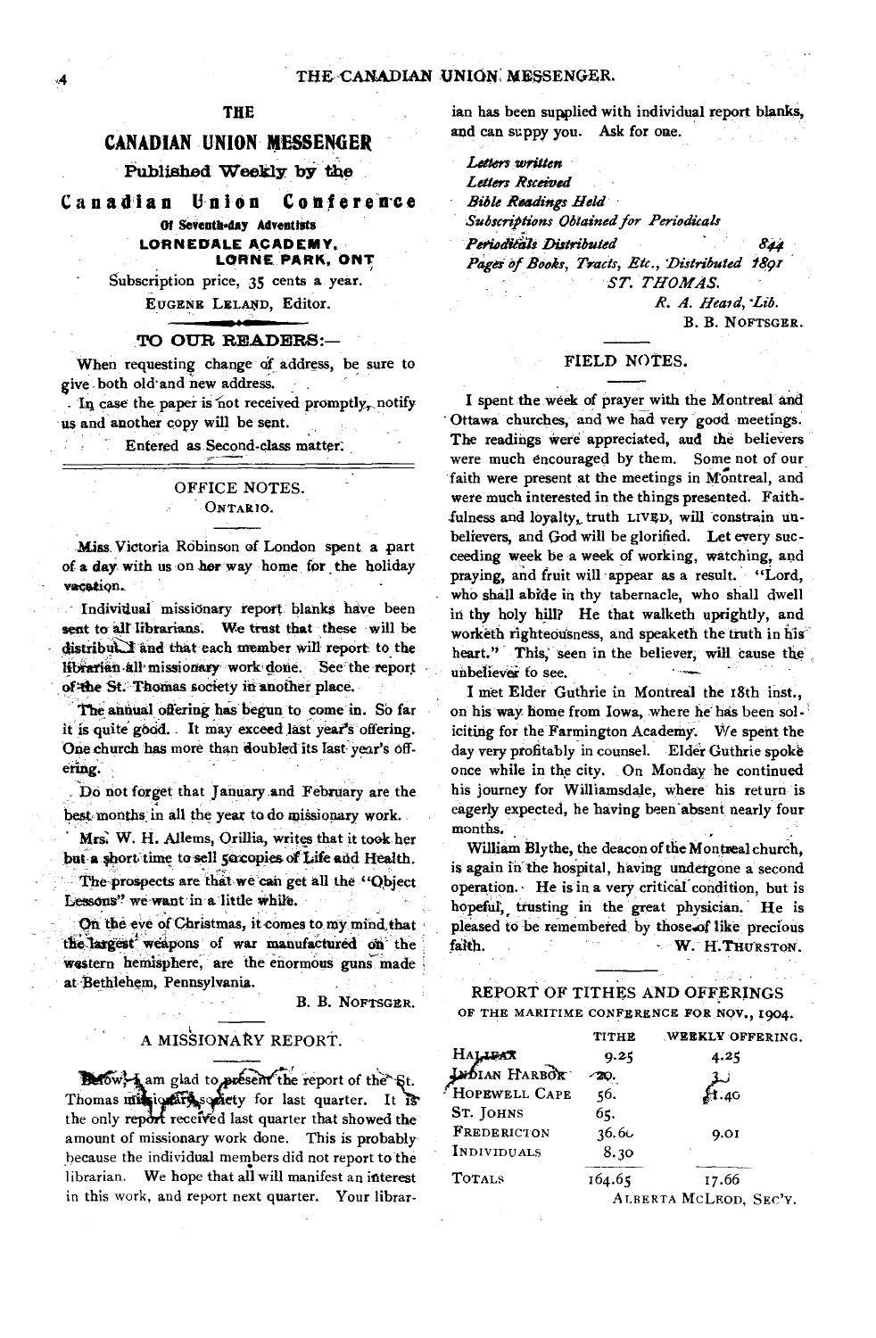# THE CANADIAN UNION MESSENGER

Published Weekly by the

**Canadian Union Conference**

Of Seventh-day Adventists

LORNEDALE ACADEMY,
LORNE PARK, ONT

Subscription price, 35 cents a year.

EUGENE LELAND, Editor.

**TO OUR READERS:—**

When requesting change of address, be sure to give both old and new address.

In case the paper is not received promptly, notify us and another copy will be sent.

Entered as Second-class matter.

## OFFICE NOTES.

### ONTARIO.

Miss Victoria Robinson of London spent a part of a day with us on her way home for the holiday vacation.

Individual missionary report blanks have been sent to all librarians. We trust that these will be distributed and that each member will report to the librarian all missionary work done. See the report of the St. Thomas society in another place.

The annual offering has begun to come in. So far it is quite good. It may exceed last year's offering. One church has more than doubled its last year's offering.

Do not forget that January and February are the best months in all the year to do missionary work.

Mrs. W. H. Allems, Orillia, writes that it took her but a short time to sell 50 copies of Life and Health.

The prospects are that we can get all the "Object Lessons" we want in a little while.

On the eve of Christmas, it comes to my mind that the largest weapons of war manufactured on the western hemisphere, are the enormous guns made at Bethlehem, Pennsylvania.

B. B. NOFTSGER.

## A MISSIONARY REPORT.

Below I am glad to present the report of the St. Thomas missionary society for last quarter. It is the only report received last quarter that showed the amount of missionary work done. This is probably because the individual members did not report to the librarian. We hope that all will manifest an interest in this work, and report next quarter. Your librarian has been supplied with individual report blanks, and can suppy you. Ask for one.

*Letters written*
*Letters Rsceived*
*Bible Readings Held*
*Subscriptions Obtained for Periodicals*
*Periodicals Distributed* 844
*Pages of Books, Tracts, Etc., Distributed* 1891

*ST. THOMAS.*

*R. A. Heard, Lib.*

B. B. NOFTSGER.

## FIELD NOTES.

I spent the week of prayer with the Montreal and Ottawa churches, and we had very good meetings. The readings were appreciated, and the believers were much encouraged by them. Some not of our faith were present at the meetings in Montreal, and were much interested in the things presented. Faithfulness and loyalty, truth LIVED, will constrain unbelievers, and God will be glorified. Let every succeeding week be a week of working, watching, and praying, and fruit will appear as a result. "Lord, who shall abide in thy tabernacle, who shall dwell in thy holy hill? He that walketh uprightly, and worketh righteousness, and speaketh the truth in his heart." This, seen in the believer, will cause the unbeliever to see.

I met Elder Guthrie in Montreal the 18th inst., on his way home from Iowa, where he has been soliciting for the Farmington Academy. We spent the day very profitably in counsel. Elder Guthrie spoke once while in the city. On Monday he continued his journey for Williamsdale, where his return is eagerly expected, he having been absent nearly four months.

William Blythe, the deacon of the Montreal church, is again in the hospital, having undergone a second operation. He is in a very critical condition, but is hopeful, trusting in the great physician. He is pleased to be remembered by those of like precious faith.

W. H. THURSTON.

## REPORT OF TITHES AND OFFERINGS

OF THE MARITIME CONFERENCE FOR NOV., 1904.

| | TITHE | WEEKLY OFFERING. |
|---|---|---|
| HALIFAX | 9.25 | 4.25 |
| INDIAN HARBOR | 20. | 3. |
| HOPEWELL CAPE | 56. | 1.40 |
| ST. JOHNS | 65. | |
| FREDERICTON | 36.60 | 9.01 |
| INDIVIDUALS | 8.30 | |
| TOTALS | 164.65 | 17.66 |

ALBERTA MCLEOD, SEC'Y.